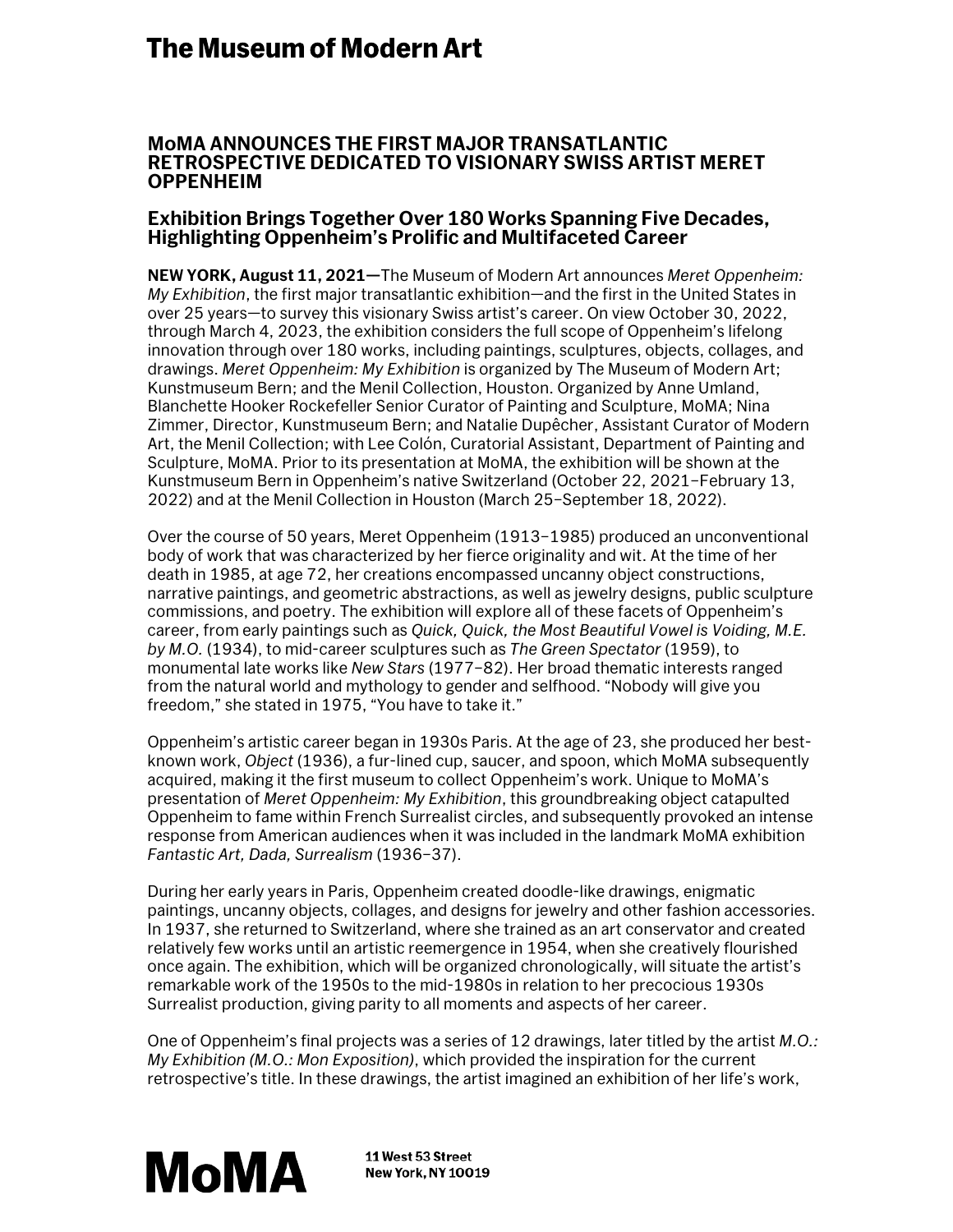# The Museum of Modern Art

## MoMA ANNOUNCES THE FIRST MAJOR TRANSATLANTIC RETROSPECTIVE DEDICATED TO VISIONARY SWISS ARTIST MERET OPPENHEIM

### Exhibition Brings Together Over 180 Works Spanning Five Decades, Highlighting Oppenheim's Prolific and Multifaceted Career

**NEW YORK, August 11, 2021**—The Museum of Modern Art announces *Meret Oppenheim: My Exhibition*, the first major transatlantic exhibition—and the first in the United States in over 25 years—to survey this visionary Swiss artist's career. On view October 30, 2022, through March 4, 2023, the exhibition considers the full scope of Oppenheim's lifelong innovation through over 180 works, including paintings, sculptures, objects, collages, and drawings. *Meret Oppenheim: My Exhibition* is organized by The Museum of Modern Art; Kunstmuseum Bern; and the Menil Collection, Houston. Organized by Anne Umland, Blanchette Hooker Rockefeller Senior Curator of Painting and Sculpture, MoMA; Nina Zimmer, Director, Kunstmuseum Bern; and Natalie Dupêcher, Assistant Curator of Modern Art, the Menil Collection; with Lee Colón, Curatorial Assistant, Department of Painting and Sculpture, MoMA. Prior to its presentation at MoMA, the exhibition will be shown at the Kunstmuseum Bern in Oppenheim's native Switzerland (October 22, 2021–February 13, 2022) and at the Menil Collection in Houston (March 25–September 18, 2022).

Over the course of 50 years, Meret Oppenheim (1913–1985) produced an unconventional body of work that was characterized by her fierce originality and wit. At the time of her death in 1985, at age 72, her creations encompassed uncanny object constructions, narrative paintings, and geometric abstractions, as well as jewelry designs, public sculpture commissions, and poetry. The exhibition will explore all of these facets of Oppenheim's career, from early paintings such as *Quick, Quick, the Most Beautiful Vowel is Voiding, M.E. by M.O.* (1934), to mid-career sculptures such as *The Green Spectator* (1959), to monumental late works like *New Stars* (1977–82). Her broad thematic interests ranged from the natural world and mythology to gender and selfhood. "Nobody will give you freedom," she stated in 1975, "You have to take it."

Oppenheim's artistic career began in 1930s Paris. At the age of 23, she produced her best-known work, *Object* (1936), a fur-lined cup, saucer, and spoon, which MoMA subsequently acquired, making it the first museum to collect Oppenheim's work. Unique to MoMA's presentation of *Meret Oppenheim: My Exhibition*, this groundbreaking object catapulted Oppenheim to fame within French Surrealist circles, and subsequently provoked an intense response from American audiences when it was included in the landmark MoMA exhibition *Fantastic Art, Dada, Surrealism* (1936–37).

During her early years in Paris, Oppenheim created doodle-like drawings, enigmatic paintings, uncanny objects, collages, and designs for jewelry and other fashion accessories. In 1937, she returned to Switzerland, where she trained as an art conservator and created relatively few works until an artistic reemergence in 1954, when she creatively flourished once again. The exhibition, which will be organized chronologically, will situate the artist's remarkable work of the 1950s to the mid-1980s in relation to her precocious 1930s Surrealist production, giving parity to all moments and aspects of her career.

One of Oppenheim's final projects was a series of 12 drawings, later titled by the artist *M.O.: My Exhibition (M.O.: Mon Exposition)*, which provided the inspiration for the current retrospective's title. In these drawings, the artist imagined an exhibition of her life's work,

MoMA

11 West 53 Street
New York, NY 10019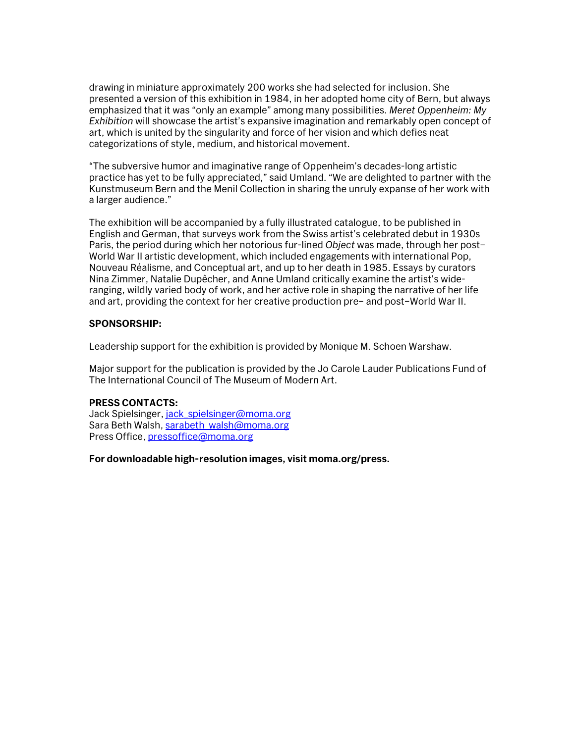drawing in miniature approximately 200 works she had selected for inclusion. She presented a version of this exhibition in 1984, in her adopted home city of Bern, but always emphasized that it was "only an example" among many possibilities. *Meret Oppenheim: My Exhibition* will showcase the artist's expansive imagination and remarkably open concept of art, which is united by the singularity and force of her vision and which defies neat categorizations of style, medium, and historical movement.

"The subversive humor and imaginative range of Oppenheim's decades-long artistic practice has yet to be fully appreciated," said Umland. "We are delighted to partner with the Kunstmuseum Bern and the Menil Collection in sharing the unruly expanse of her work with a larger audience."

The exhibition will be accompanied by a fully illustrated catalogue, to be published in English and German, that surveys work from the Swiss artist's celebrated debut in 1930s Paris, the period during which her notorious fur-lined *Object* was made, through her post–World War II artistic development, which included engagements with international Pop, Nouveau Réalisme, and Conceptual art, and up to her death in 1985. Essays by curators Nina Zimmer, Natalie Dupêcher, and Anne Umland critically examine the artist's wide-ranging, wildly varied body of work, and her active role in shaping the narrative of her life and art, providing the context for her creative production pre– and post–World War II.

**SPONSORSHIP:**

Leadership support for the exhibition is provided by Monique M. Schoen Warshaw.

Major support for the publication is provided by the Jo Carole Lauder Publications Fund of The International Council of The Museum of Modern Art.

**PRESS CONTACTS:**
Jack Spielsinger, jack_spielsinger@moma.org
Sara Beth Walsh, sarabeth_walsh@moma.org
Press Office, pressoffice@moma.org

**For downloadable high-resolution images, visit moma.org/press.**